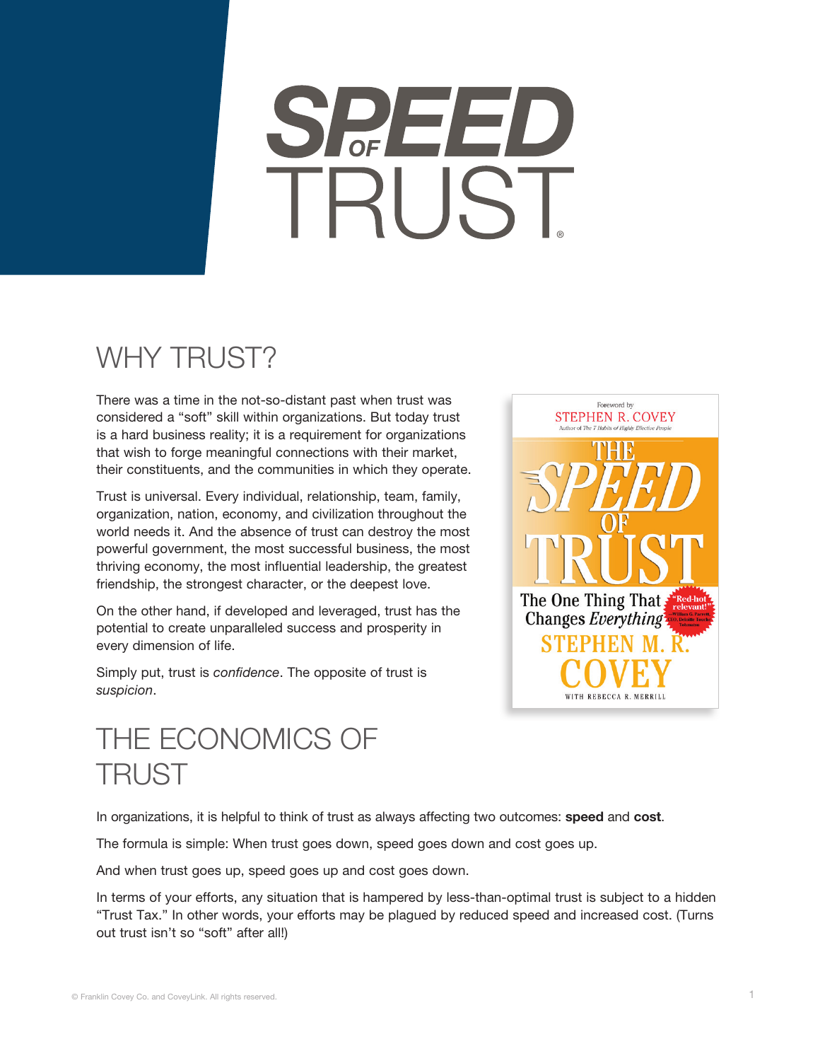# SPEED OF TRUST

## WHY TRUST?

There was a time in the not-so-distant past when trust was considered a "soft" skill within organizations. But today trust is a hard business reality; it is a requirement for organizations that wish to forge meaningful connections with their market, their constituents, and the communities in which they operate.

Trust is universal. Every individual, relationship, team, family, organization, nation, economy, and civilization throughout the world needs it. And the absence of trust can destroy the most powerful government, the most successful business, the most thriving economy, the most influential leadership, the greatest friendship, the strongest character, or the deepest love.

On the other hand, if developed and leveraged, trust has the potential to create unparalleled success and prosperity in every dimension of life.

Simply put, trust is *confidence*. The opposite of trust is *suspicion*.

## THE ECONOMICS OF TRUST

In organizations, it is helpful to think of trust as always affecting two outcomes: **speed** and **cost**.

The formula is simple: When trust goes down, speed goes down and cost goes up.

And when trust goes up, speed goes up and cost goes down.

In terms of your efforts, any situation that is hampered by less-than-optimal trust is subject to a hidden "Trust Tax." In other words, your efforts may be plagued by reduced speed and increased cost. (Turns out trust isn't so "soft" after all!)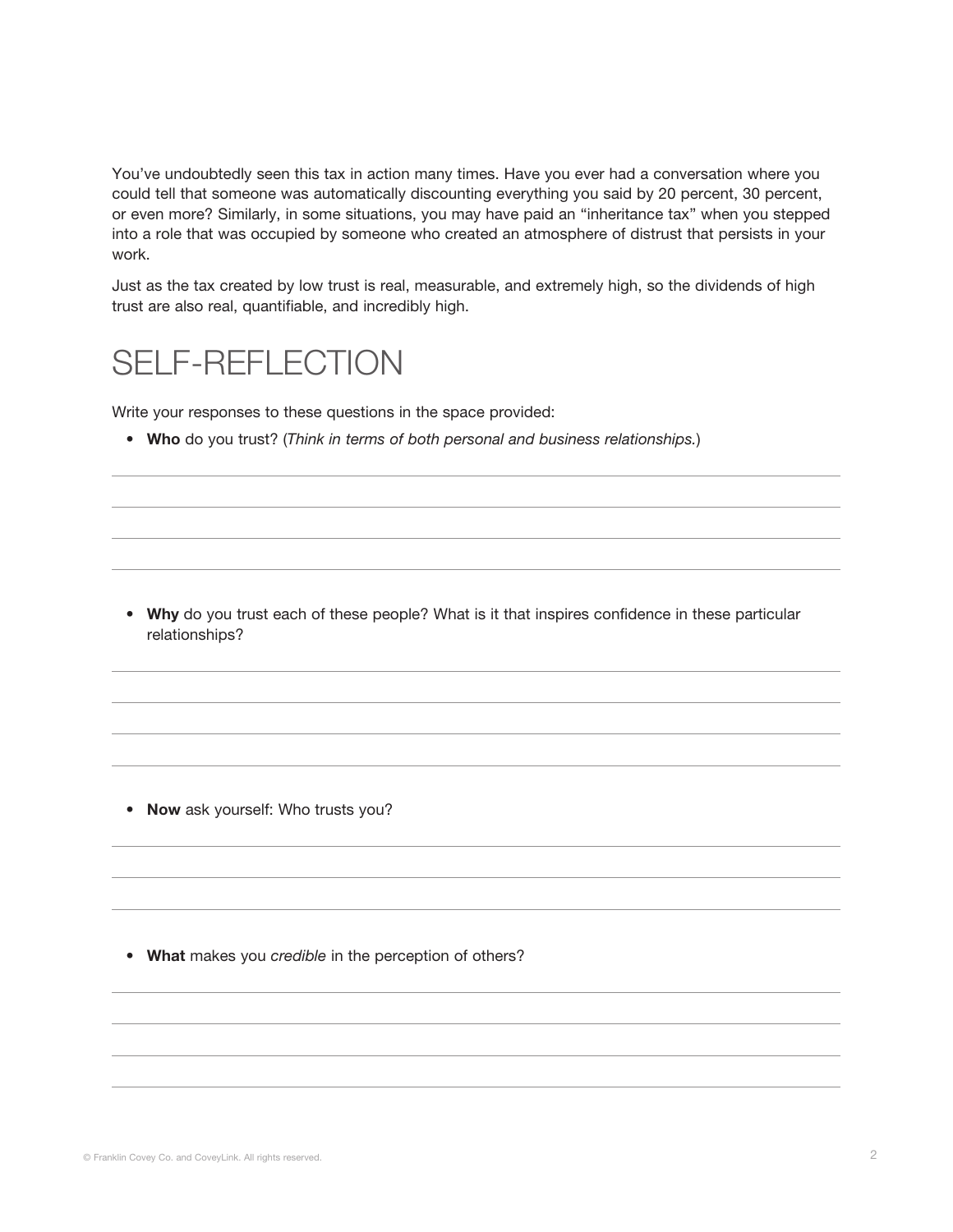You've undoubtedly seen this tax in action many times. Have you ever had a conversation where you could tell that someone was automatically discounting everything you said by 20 percent, 30 percent, or even more? Similarly, in some situations, you may have paid an "inheritance tax" when you stepped into a role that was occupied by someone who created an atmosphere of distrust that persists in your work.

Just as the tax created by low trust is real, measurable, and extremely high, so the dividends of high trust are also real, quantifiable, and incredibly high.

# SELF-REFLECTION

Write your responses to these questions in the space provided:

- **Who** do you trust? (*Think in terms of both personal and business relationships.*)

- **Why** do you trust each of these people? What is it that inspires confidence in these particular relationships?

- **Now** ask yourself: Who trusts you?

- **What** makes you *credible* in the perception of others?

© Franklin Covey Co. and CoveyLink. All rights reserved.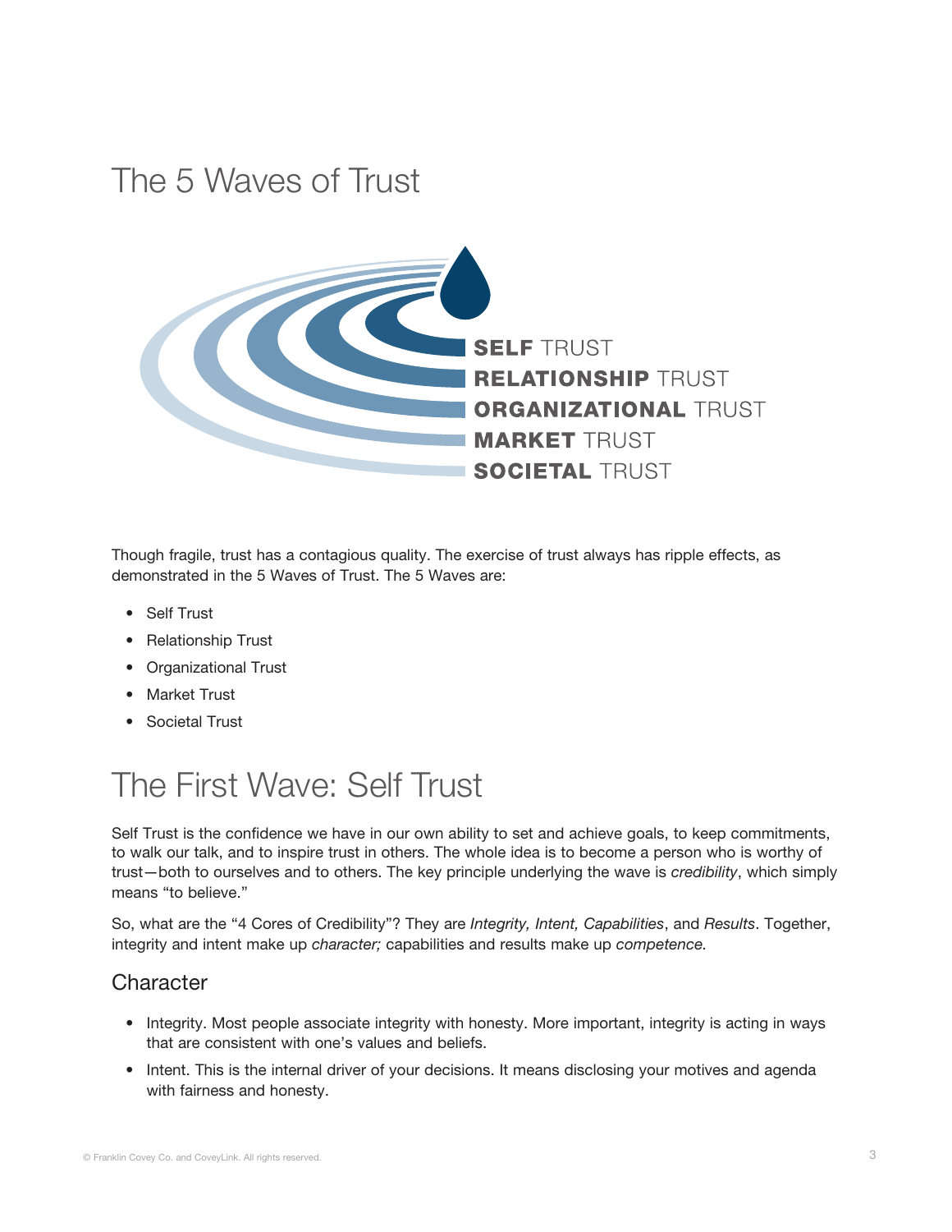# The 5 Waves of Trust

**SELF** TRUST
**RELATIONSHIP** TRUST
**ORGANIZATIONAL** TRUST
**MARKET** TRUST
**SOCIETAL** TRUST

Though fragile, trust has a contagious quality. The exercise of trust always has ripple effects, as demonstrated in the 5 Waves of Trust. The 5 Waves are:

- Self Trust
- Relationship Trust
- Organizational Trust
- Market Trust
- Societal Trust

# The First Wave: Self Trust

Self Trust is the confidence we have in our own ability to set and achieve goals, to keep commitments, to walk our talk, and to inspire trust in others. The whole idea is to become a person who is worthy of trust—both to ourselves and to others. The key principle underlying the wave is *credibility*, which simply means "to believe."

So, what are the "4 Cores of Credibility"? They are *Integrity, Intent, Capabilities*, and *Results*. Together, integrity and intent make up *character;* capabilities and results make up *competence.*

## Character

- Integrity. Most people associate integrity with honesty. More important, integrity is acting in ways that are consistent with one's values and beliefs.
- Intent. This is the internal driver of your decisions. It means disclosing your motives and agenda with fairness and honesty.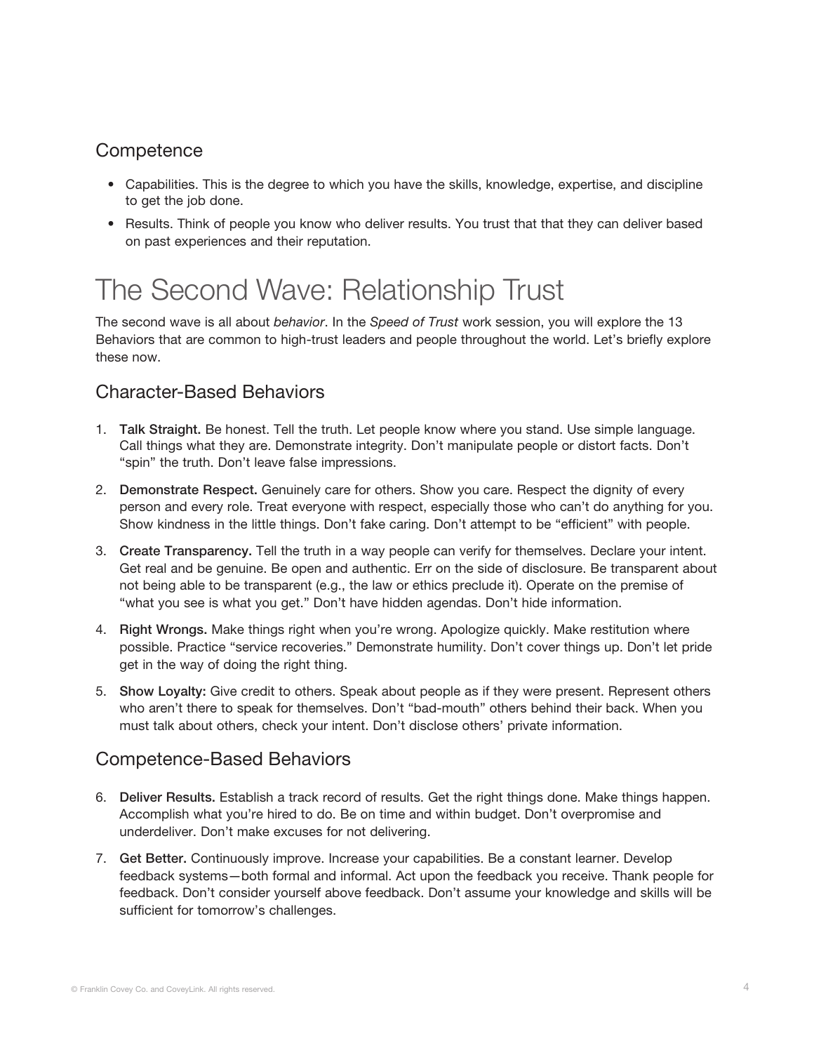## Competence

- Capabilities. This is the degree to which you have the skills, knowledge, expertise, and discipline to get the job done.
- Results. Think of people you know who deliver results. You trust that that they can deliver based on past experiences and their reputation.

# The Second Wave: Relationship Trust

The second wave is all about *behavior*. In the *Speed of Trust* work session, you will explore the 13 Behaviors that are common to high-trust leaders and people throughout the world. Let's briefly explore these now.

## Character-Based Behaviors

1. **Talk Straight.** Be honest. Tell the truth. Let people know where you stand. Use simple language. Call things what they are. Demonstrate integrity. Don't manipulate people or distort facts. Don't "spin" the truth. Don't leave false impressions.
2. **Demonstrate Respect.** Genuinely care for others. Show you care. Respect the dignity of every person and every role. Treat everyone with respect, especially those who can't do anything for you. Show kindness in the little things. Don't fake caring. Don't attempt to be "efficient" with people.
3. **Create Transparency.** Tell the truth in a way people can verify for themselves. Declare your intent. Get real and be genuine. Be open and authentic. Err on the side of disclosure. Be transparent about not being able to be transparent (e.g., the law or ethics preclude it). Operate on the premise of "what you see is what you get." Don't have hidden agendas. Don't hide information.
4. **Right Wrongs.** Make things right when you're wrong. Apologize quickly. Make restitution where possible. Practice "service recoveries." Demonstrate humility. Don't cover things up. Don't let pride get in the way of doing the right thing.
5. **Show Loyalty:** Give credit to others. Speak about people as if they were present. Represent others who aren't there to speak for themselves. Don't "bad-mouth" others behind their back. When you must talk about others, check your intent. Don't disclose others' private information.

## Competence-Based Behaviors

6. **Deliver Results.** Establish a track record of results. Get the right things done. Make things happen. Accomplish what you're hired to do. Be on time and within budget. Don't overpromise and underdeliver. Don't make excuses for not delivering.
7. **Get Better.** Continuously improve. Increase your capabilities. Be a constant learner. Develop feedback systems—both formal and informal. Act upon the feedback you receive. Thank people for feedback. Don't consider yourself above feedback. Don't assume your knowledge and skills will be sufficient for tomorrow's challenges.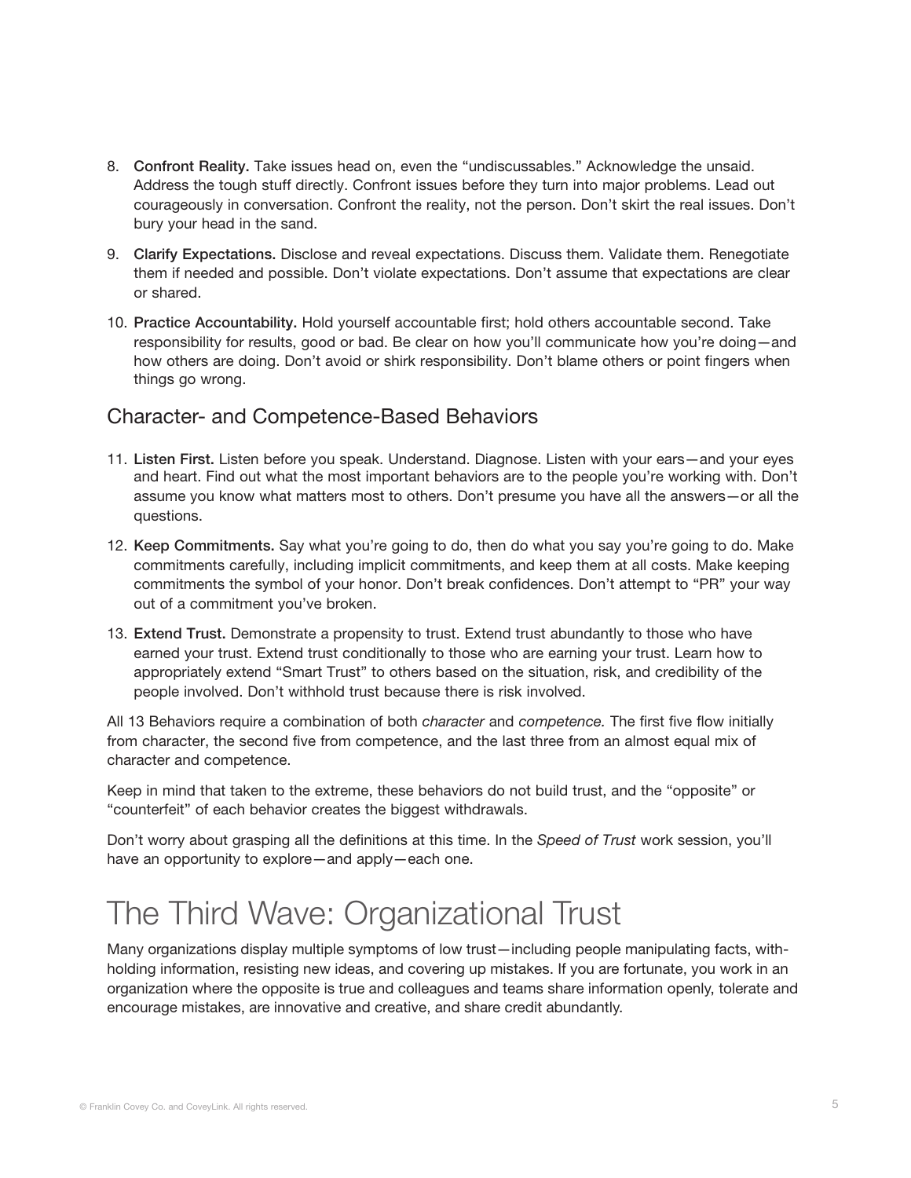8. **Confront Reality.** Take issues head on, even the "undiscussables." Acknowledge the unsaid. Address the tough stuff directly. Confront issues before they turn into major problems. Lead out courageously in conversation. Confront the reality, not the person. Don't skirt the real issues. Don't bury your head in the sand.

9. **Clarify Expectations.** Disclose and reveal expectations. Discuss them. Validate them. Renegotiate them if needed and possible. Don't violate expectations. Don't assume that expectations are clear or shared.

10. **Practice Accountability.** Hold yourself accountable first; hold others accountable second. Take responsibility for results, good or bad. Be clear on how you'll communicate how you're doing—and how others are doing. Don't avoid or shirk responsibility. Don't blame others or point fingers when things go wrong.

## Character- and Competence-Based Behaviors

11. **Listen First.** Listen before you speak. Understand. Diagnose. Listen with your ears—and your eyes and heart. Find out what the most important behaviors are to the people you're working with. Don't assume you know what matters most to others. Don't presume you have all the answers—or all the questions.

12. **Keep Commitments.** Say what you're going to do, then do what you say you're going to do. Make commitments carefully, including implicit commitments, and keep them at all costs. Make keeping commitments the symbol of your honor. Don't break confidences. Don't attempt to "PR" your way out of a commitment you've broken.

13. **Extend Trust.** Demonstrate a propensity to trust. Extend trust abundantly to those who have earned your trust. Extend trust conditionally to those who are earning your trust. Learn how to appropriately extend "Smart Trust" to others based on the situation, risk, and credibility of the people involved. Don't withhold trust because there is risk involved.

All 13 Behaviors require a combination of both *character* and *competence.* The first five flow initially from character, the second five from competence, and the last three from an almost equal mix of character and competence.

Keep in mind that taken to the extreme, these behaviors do not build trust, and the "opposite" or "counterfeit" of each behavior creates the biggest withdrawals.

Don't worry about grasping all the definitions at this time. In the *Speed of Trust* work session, you'll have an opportunity to explore—and apply—each one.

# The Third Wave: Organizational Trust

Many organizations display multiple symptoms of low trust—including people manipulating facts, withholding information, resisting new ideas, and covering up mistakes. If you are fortunate, you work in an organization where the opposite is true and colleagues and teams share information openly, tolerate and encourage mistakes, are innovative and creative, and share credit abundantly.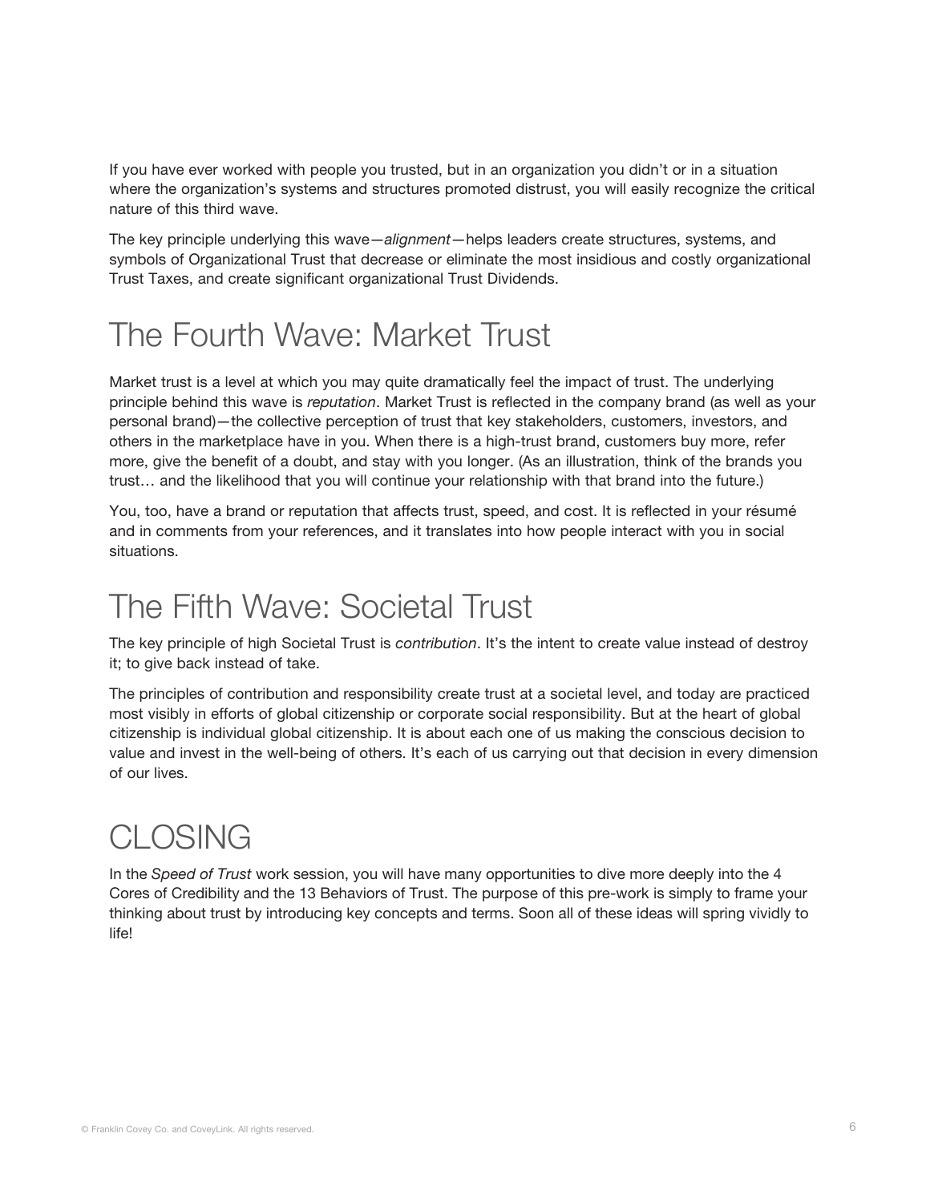If you have ever worked with people you trusted, but in an organization you didn't or in a situation where the organization's systems and structures promoted distrust, you will easily recognize the critical nature of this third wave.

The key principle underlying this wave—*alignment*—helps leaders create structures, systems, and symbols of Organizational Trust that decrease or eliminate the most insidious and costly organizational Trust Taxes, and create significant organizational Trust Dividends.

## The Fourth Wave: Market Trust

Market trust is a level at which you may quite dramatically feel the impact of trust. The underlying principle behind this wave is *reputation*. Market Trust is reflected in the company brand (as well as your personal brand)—the collective perception of trust that key stakeholders, customers, investors, and others in the marketplace have in you. When there is a high-trust brand, customers buy more, refer more, give the benefit of a doubt, and stay with you longer. (As an illustration, think of the brands you trust… and the likelihood that you will continue your relationship with that brand into the future.)

You, too, have a brand or reputation that affects trust, speed, and cost. It is reflected in your résumé and in comments from your references, and it translates into how people interact with you in social situations.

## The Fifth Wave: Societal Trust

The key principle of high Societal Trust is *contribution*. It's the intent to create value instead of destroy it; to give back instead of take.

The principles of contribution and responsibility create trust at a societal level, and today are practiced most visibly in efforts of global citizenship or corporate social responsibility. But at the heart of global citizenship is individual global citizenship. It is about each one of us making the conscious decision to value and invest in the well-being of others. It's each of us carrying out that decision in every dimension of our lives.

## CLOSING

In the *Speed of Trust* work session, you will have many opportunities to dive more deeply into the 4 Cores of Credibility and the 13 Behaviors of Trust. The purpose of this pre-work is simply to frame your thinking about trust by introducing key concepts and terms. Soon all of these ideas will spring vividly to life!

© Franklin Covey Co. and CoveyLink. All rights reserved.